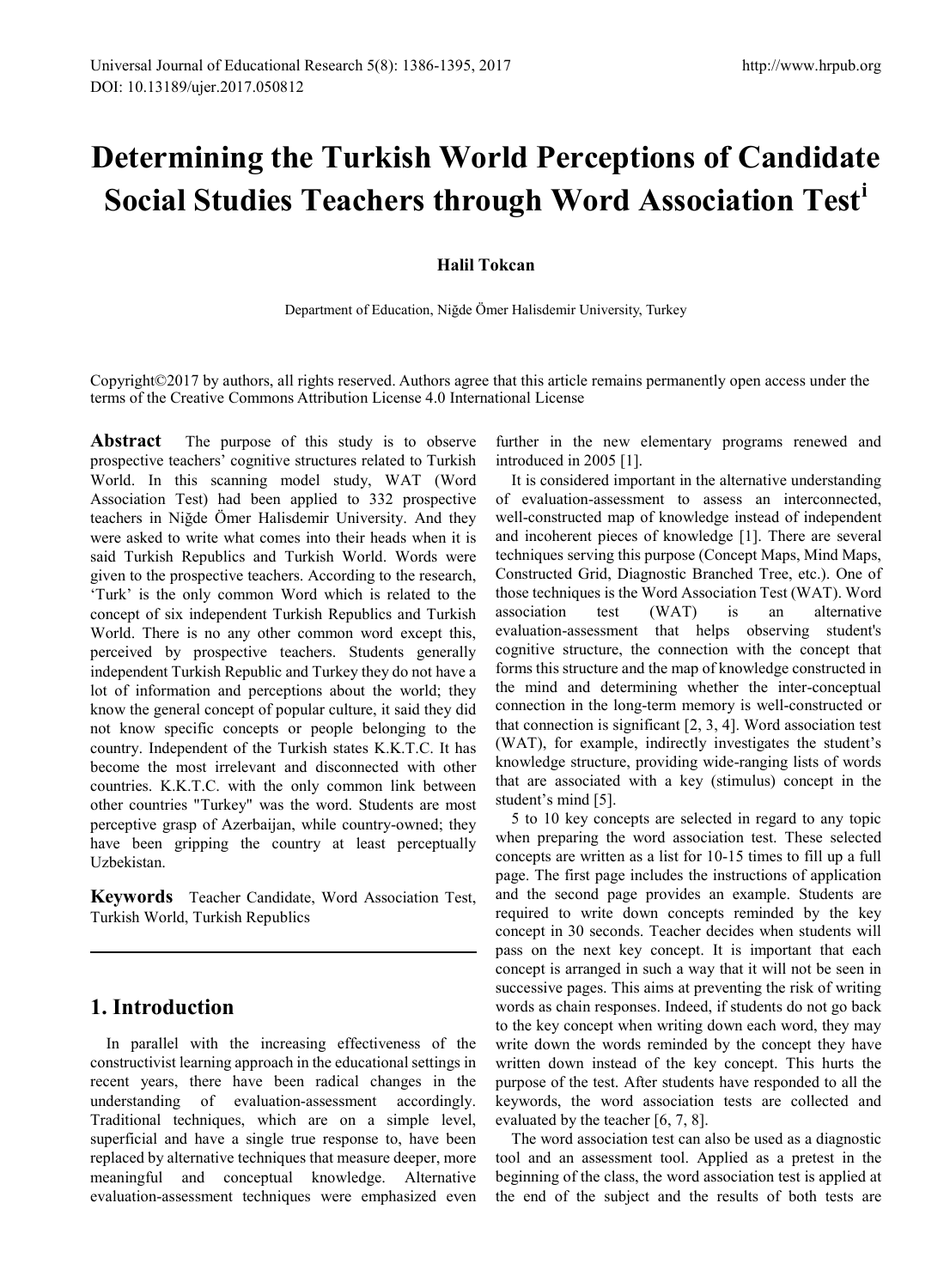# Determining the Turkish World Perceptions of Candidate Social Studies Teachers through Word Association Test[i]

**Halil Tokcan**

Department of Education, Niğde Ömer Halisdemir University, Turkey

Copyright©2017 by authors, all rights reserved. Authors agree that this article remains permanently open access under the terms of the Creative Commons Attribution License 4.0 International License

**Abstract** The purpose of this study is to observe prospective teachers' cognitive structures related to Turkish World. In this scanning model study, WAT (Word Association Test) had been applied to 332 prospective teachers in Niğde Ömer Halisdemir University. And they were asked to write what comes into their heads when it is said Turkish Republics and Turkish World. Words were given to the prospective teachers. According to the research, 'Turk' is the only common Word which is related to the concept of six independent Turkish Republics and Turkish World. There is no any other common word except this, perceived by prospective teachers. Students generally independent Turkish Republic and Turkey they do not have a lot of information and perceptions about the world; they know the general concept of popular culture, it said they did not know specific concepts or people belonging to the country. Independent of the Turkish states K.K.T.C. It has become the most irrelevant and disconnected with other countries. K.K.T.C. with the only common link between other countries "Turkey" was the word. Students are most perceptive grasp of Azerbaijan, while country-owned; they have been gripping the country at least perceptually Uzbekistan.

**Keywords** Teacher Candidate, Word Association Test, Turkish World, Turkish Republics

## 1. Introduction

In parallel with the increasing effectiveness of the constructivist learning approach in the educational settings in recent years, there have been radical changes in the understanding of evaluation-assessment accordingly. Traditional techniques, which are on a simple level, superficial and have a single true response to, have been replaced by alternative techniques that measure deeper, more meaningful and conceptual knowledge. Alternative evaluation-assessment techniques were emphasized even further in the new elementary programs renewed and introduced in 2005 [1].

It is considered important in the alternative understanding of evaluation-assessment to assess an interconnected, well-constructed map of knowledge instead of independent and incoherent pieces of knowledge [1]. There are several techniques serving this purpose (Concept Maps, Mind Maps, Constructed Grid, Diagnostic Branched Tree, etc.). One of those techniques is the Word Association Test (WAT). Word association test (WAT) is an alternative evaluation-assessment that helps observing student's cognitive structure, the connection with the concept that forms this structure and the map of knowledge constructed in the mind and determining whether the inter-conceptual connection in the long-term memory is well-constructed or that connection is significant [2, 3, 4]. Word association test (WAT), for example, indirectly investigates the student's knowledge structure, providing wide-ranging lists of words that are associated with a key (stimulus) concept in the student's mind [5].

5 to 10 key concepts are selected in regard to any topic when preparing the word association test. These selected concepts are written as a list for 10-15 times to fill up a full page. The first page includes the instructions of application and the second page provides an example. Students are required to write down concepts reminded by the key concept in 30 seconds. Teacher decides when students will pass on the next key concept. It is important that each concept is arranged in such a way that it will not be seen in successive pages. This aims at preventing the risk of writing words as chain responses. Indeed, if students do not go back to the key concept when writing down each word, they may write down the words reminded by the concept they have written down instead of the key concept. This hurts the purpose of the test. After students have responded to all the keywords, the word association tests are collected and evaluated by the teacher [6, 7, 8].

The word association test can also be used as a diagnostic tool and an assessment tool. Applied as a pretest in the beginning of the class, the word association test is applied at the end of the subject and the results of both tests are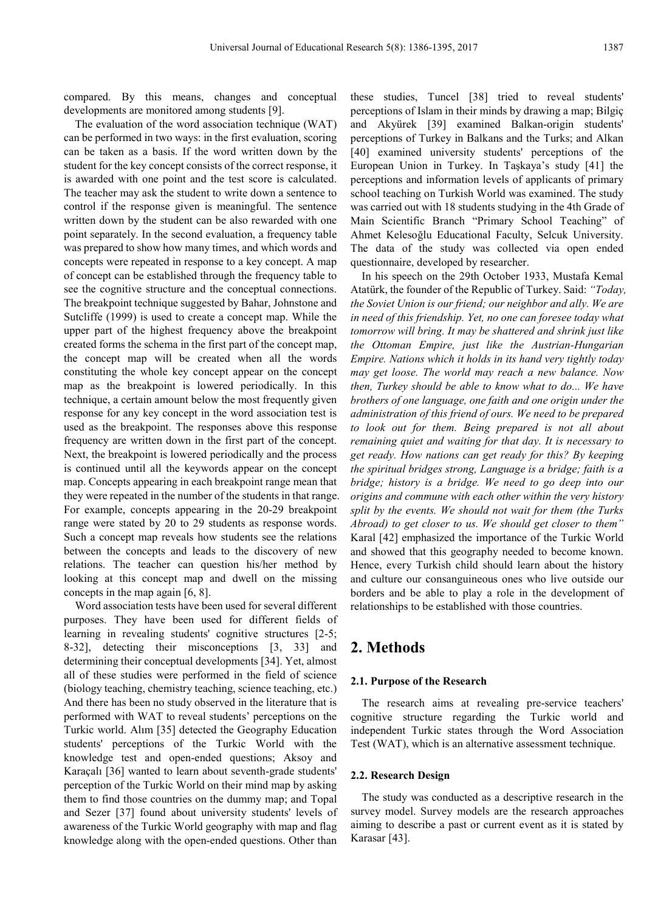compared. By this means, changes and conceptual developments are monitored among students [9].

The evaluation of the word association technique (WAT) can be performed in two ways: in the first evaluation, scoring can be taken as a basis. If the word written down by the student for the key concept consists of the correct response, it is awarded with one point and the test score is calculated. The teacher may ask the student to write down a sentence to control if the response given is meaningful. The sentence written down by the student can be also rewarded with one point separately. In the second evaluation, a frequency table was prepared to show how many times, and which words and concepts were repeated in response to a key concept. A map of concept can be established through the frequency table to see the cognitive structure and the conceptual connections. The breakpoint technique suggested by Bahar, Johnstone and Sutcliffe (1999) is used to create a concept map. While the upper part of the highest frequency above the breakpoint created forms the schema in the first part of the concept map, the concept map will be created when all the words constituting the whole key concept appear on the concept map as the breakpoint is lowered periodically. In this technique, a certain amount below the most frequently given response for any key concept in the word association test is used as the breakpoint. The responses above this response frequency are written down in the first part of the concept. Next, the breakpoint is lowered periodically and the process is continued until all the keywords appear on the concept map. Concepts appearing in each breakpoint range mean that they were repeated in the number of the students in that range. For example, concepts appearing in the 20-29 breakpoint range were stated by 20 to 29 students as response words. Such a concept map reveals how students see the relations between the concepts and leads to the discovery of new relations. The teacher can question his/her method by looking at this concept map and dwell on the missing concepts in the map again [6, 8].

Word association tests have been used for several different purposes. They have been used for different fields of learning in revealing students' cognitive structures [2-5; 8-32], detecting their misconceptions [3, 33] and determining their conceptual developments [34]. Yet, almost all of these studies were performed in the field of science (biology teaching, chemistry teaching, science teaching, etc.) And there has been no study observed in the literature that is performed with WAT to reveal students' perceptions on the Turkic world. Alım [35] detected the Geography Education students' perceptions of the Turkic World with the knowledge test and open-ended questions; Aksoy and Karaçalı [36] wanted to learn about seventh-grade students' perception of the Turkic World on their mind map by asking them to find those countries on the dummy map; and Topal and Sezer [37] found about university students' levels of awareness of the Turkic World geography with map and flag knowledge along with the open-ended questions. Other than these studies, Tuncel [38] tried to reveal students' perceptions of Islam in their minds by drawing a map; Bilgiç and Akyürek [39] examined Balkan-origin students' perceptions of Turkey in Balkans and the Turks; and Alkan [40] examined university students' perceptions of the European Union in Turkey. In Taşkaya's study [41] the perceptions and information levels of applicants of primary school teaching on Turkish World was examined. The study was carried out with 18 students studying in the 4th Grade of Main Scientific Branch "Primary School Teaching" of Ahmet Kelesoğlu Educational Faculty, Selcuk University. The data of the study was collected via open ended questionnaire, developed by researcher.

In his speech on the 29th October 1933, Mustafa Kemal Atatürk, the founder of the Republic of Turkey. Said: *"Today, the Soviet Union is our friend; our neighbor and ally. We are in need of this friendship. Yet, no one can foresee today what tomorrow will bring. It may be shattered and shrink just like the Ottoman Empire, just like the Austrian-Hungarian Empire. Nations which it holds in its hand very tightly today may get loose. The world may reach a new balance. Now then, Turkey should be able to know what to do... We have brothers of one language, one faith and one origin under the administration of this friend of ours. We need to be prepared to look out for them. Being prepared is not all about remaining quiet and waiting for that day. It is necessary to get ready. How nations can get ready for this? By keeping the spiritual bridges strong, Language is a bridge; faith is a bridge; history is a bridge. We need to go deep into our origins and commune with each other within the very history split by the events. We should not wait for them (the Turks Abroad) to get closer to us. We should get closer to them"* Karal [42] emphasized the importance of the Turkic World and showed that this geography needed to become known. Hence, every Turkish child should learn about the history and culture our consanguineous ones who live outside our borders and be able to play a role in the development of relationships to be established with those countries.

## 2. Methods

### 2.1. Purpose of the Research

The research aims at revealing pre-service teachers' cognitive structure regarding the Turkic world and independent Turkic states through the Word Association Test (WAT), which is an alternative assessment technique.

### 2.2. Research Design

The study was conducted as a descriptive research in the survey model. Survey models are the research approaches aiming to describe a past or current event as it is stated by Karasar [43].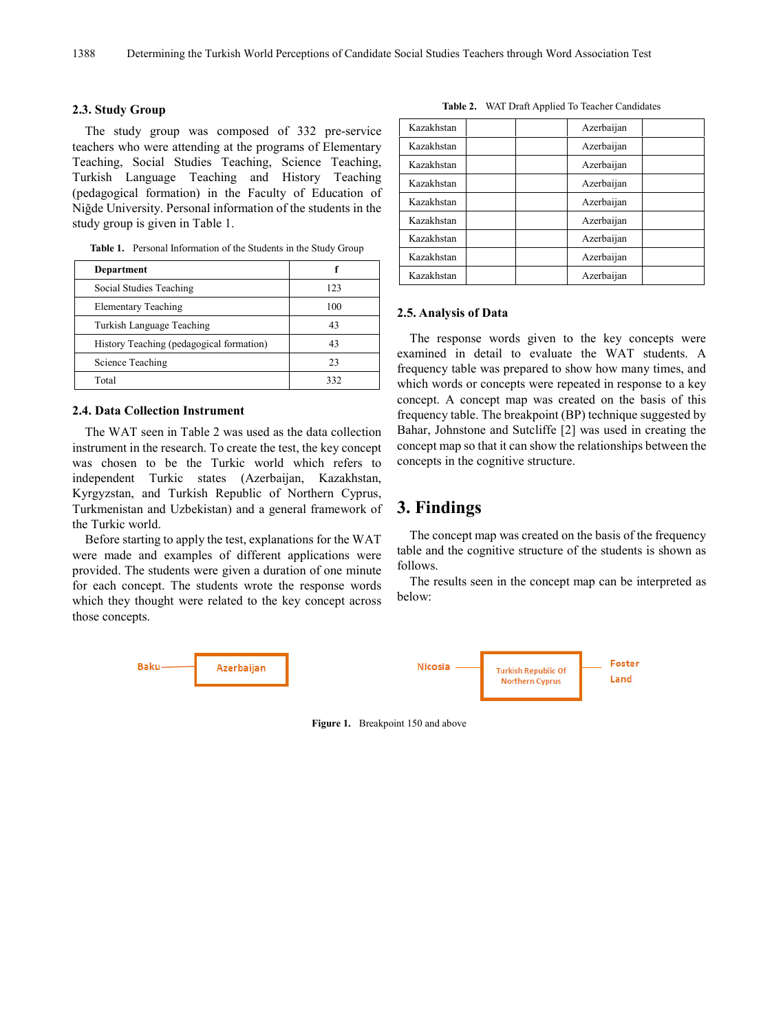### 2.3. Study Group

The study group was composed of 332 pre-service teachers who were attending at the programs of Elementary Teaching, Social Studies Teaching, Science Teaching, Turkish Language Teaching and History Teaching (pedagogical formation) in the Faculty of Education of Niğde University. Personal information of the students in the study group is given in Table 1.

**Table 1.** Personal Information of the Students in the Study Group

| Department | f |
|---|---|
| Social Studies Teaching | 123 |
| Elementary Teaching | 100 |
| Turkish Language Teaching | 43 |
| History Teaching (pedagogical formation) | 43 |
| Science Teaching | 23 |
| Total | 332 |

### 2.4. Data Collection Instrument

The WAT seen in Table 2 was used as the data collection instrument in the research. To create the test, the key concept was chosen to be the Turkic world which refers to independent Turkic states (Azerbaijan, Kazakhstan, Kyrgyzstan, and Turkish Republic of Northern Cyprus, Turkmenistan and Uzbekistan) and a general framework of the Turkic world.

Before starting to apply the test, explanations for the WAT were made and examples of different applications were provided. The students were given a duration of one minute for each concept. The students wrote the response words which they thought were related to the key concept across those concepts.

**Table 2.** WAT Draft Applied To Teacher Candidates

| | | | | |
|---|---|---|---|---|
| Kazakhstan | | | Azerbaijan | |
| Kazakhstan | | | Azerbaijan | |
| Kazakhstan | | | Azerbaijan | |
| Kazakhstan | | | Azerbaijan | |
| Kazakhstan | | | Azerbaijan | |
| Kazakhstan | | | Azerbaijan | |
| Kazakhstan | | | Azerbaijan | |
| Kazakhstan | | | Azerbaijan | |
| Kazakhstan | | | Azerbaijan | |

### 2.5. Analysis of Data

The response words given to the key concepts were examined in detail to evaluate the WAT students. A frequency table was prepared to show how many times, and which words or concepts were repeated in response to a key concept. A concept map was created on the basis of this frequency table. The breakpoint (BP) technique suggested by Bahar, Johnstone and Sutcliffe [2] was used in creating the concept map so that it can show the relationships between the concepts in the cognitive structure.

## 3. Findings

The concept map was created on the basis of the frequency table and the cognitive structure of the students is shown as follows.

The results seen in the concept map can be interpreted as below:

Baku — Azerbaijan

Nicosia — Turkish Republic Of Northern Cyprus — Foster Land

**Figure 1.** Breakpoint 150 and above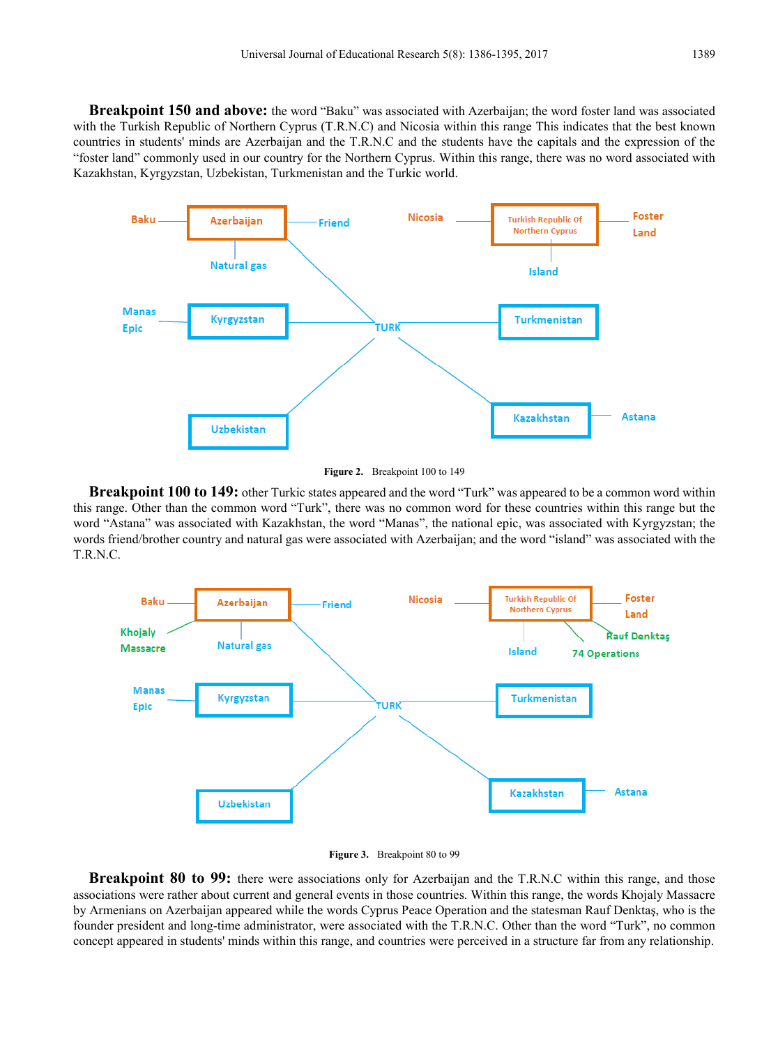**Breakpoint 150 and above:** the word "Baku" was associated with Azerbaijan; the word foster land was associated with the Turkish Republic of Northern Cyprus (T.R.N.C) and Nicosia within this range This indicates that the best known countries in students' minds are Azerbaijan and the T.R.N.C and the students have the capitals and the expression of the "foster land" commonly used in our country for the Northern Cyprus. Within this range, there was no word associated with Kazakhstan, Kyrgyzstan, Uzbekistan, Turkmenistan and the Turkic world.

**Figure 2.** Breakpoint 100 to 149

**Breakpoint 100 to 149:** other Turkic states appeared and the word "Turk" was appeared to be a common word within this range. Other than the common word "Turk", there was no common word for these countries within this range but the word "Astana" was associated with Kazakhstan, the word "Manas", the national epic, was associated with Kyrgyzstan; the words friend/brother country and natural gas were associated with Azerbaijan; and the word "island" was associated with the T.R.N.C.

**Figure 3.** Breakpoint 80 to 99

**Breakpoint 80 to 99:** there were associations only for Azerbaijan and the T.R.N.C within this range, and those associations were rather about current and general events in those countries. Within this range, the words Khojaly Massacre by Armenians on Azerbaijan appeared while the words Cyprus Peace Operation and the statesman Rauf Denktaş, who is the founder president and long-time administrator, were associated with the T.R.N.C. Other than the word "Turk", no common concept appeared in students' minds within this range, and countries were perceived in a structure far from any relationship.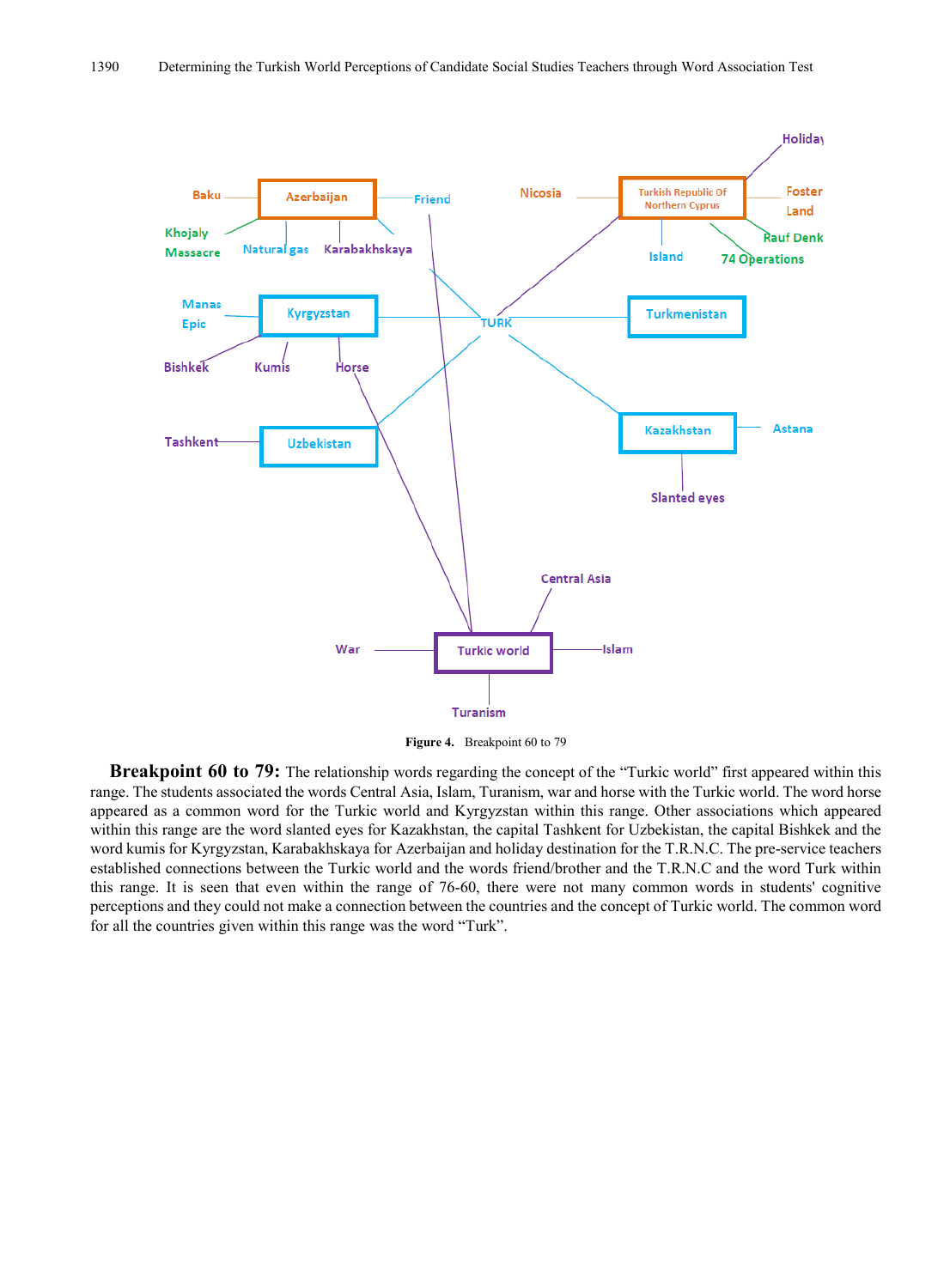**Figure 4.** Breakpoint 60 to 79

**Breakpoint 60 to 79:** The relationship words regarding the concept of the "Turkic world" first appeared within this range. The students associated the words Central Asia, Islam, Turanism, war and horse with the Turkic world. The word horse appeared as a common word for the Turkic world and Kyrgyzstan within this range. Other associations which appeared within this range are the word slanted eyes for Kazakhstan, the capital Tashkent for Uzbekistan, the capital Bishkek and the word kumis for Kyrgyzstan, Karabakhskaya for Azerbaijan and holiday destination for the T.R.N.C. The pre-service teachers established connections between the Turkic world and the words friend/brother and the T.R.N.C and the word Turk within this range. It is seen that even within the range of 76-60, there were not many common words in students' cognitive perceptions and they could not make a connection between the countries and the concept of Turkic world. The common word for all the countries given within this range was the word "Turk".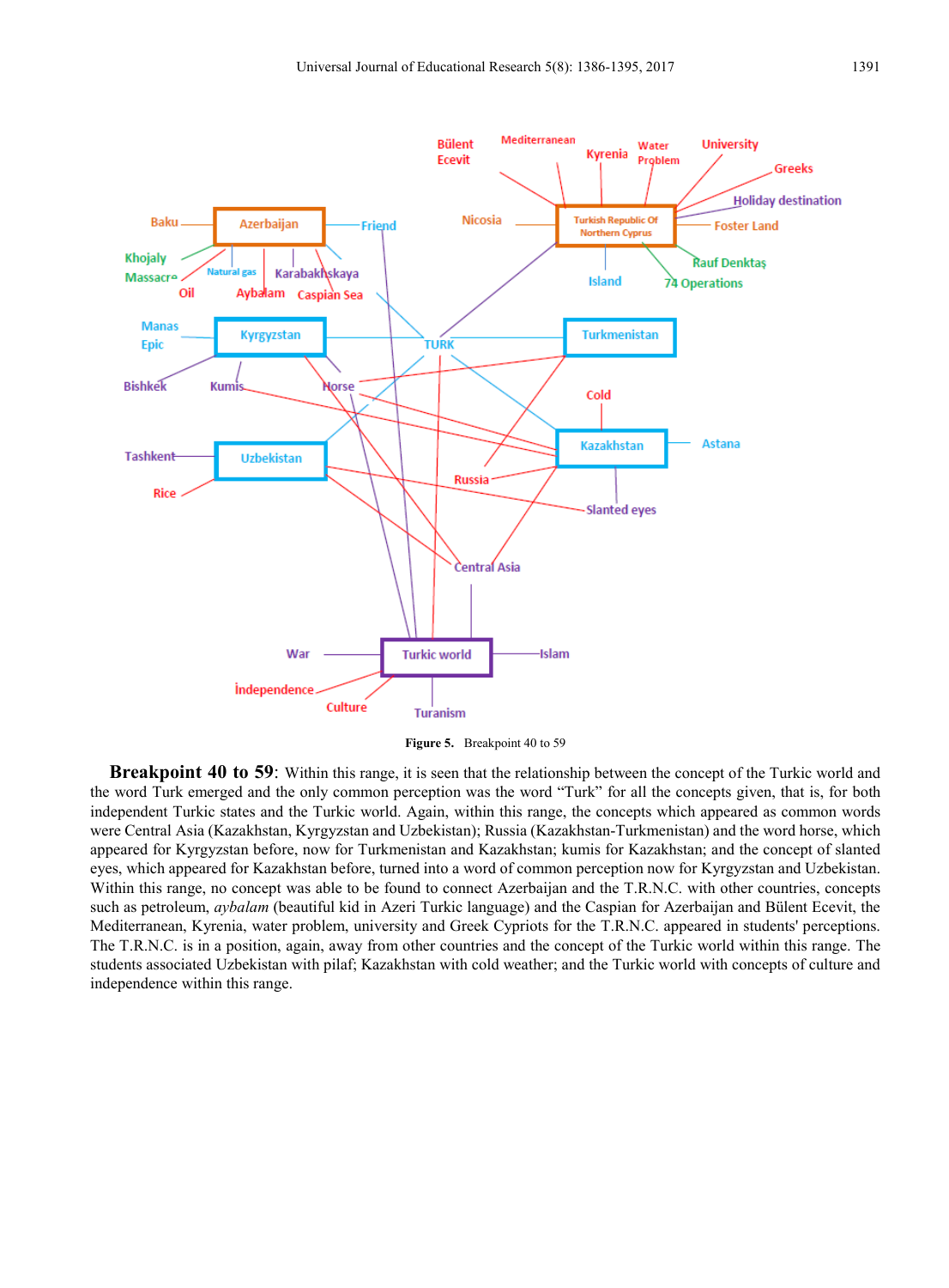Figure 5. Breakpoint 40 to 59

**Breakpoint 40 to 59**: Within this range, it is seen that the relationship between the concept of the Turkic world and the word Turk emerged and the only common perception was the word "Turk" for all the concepts given, that is, for both independent Turkic states and the Turkic world. Again, within this range, the concepts which appeared as common words were Central Asia (Kazakhstan, Kyrgyzstan and Uzbekistan); Russia (Kazakhstan-Turkmenistan) and the word horse, which appeared for Kyrgyzstan before, now for Turkmenistan and Kazakhstan; kumis for Kazakhstan; and the concept of slanted eyes, which appeared for Kazakhstan before, turned into a word of common perception now for Kyrgyzstan and Uzbekistan. Within this range, no concept was able to be found to connect Azerbaijan and the T.R.N.C. with other countries, concepts such as petroleum, *aybalam* (beautiful kid in Azeri Turkic language) and the Caspian for Azerbaijan and Bülent Ecevit, the Mediterranean, Kyrenia, water problem, university and Greek Cypriots for the T.R.N.C. appeared in students' perceptions. The T.R.N.C. is in a position, again, away from other countries and the concept of the Turkic world within this range. The students associated Uzbekistan with pilaf; Kazakhstan with cold weather; and the Turkic world with concepts of culture and independence within this range.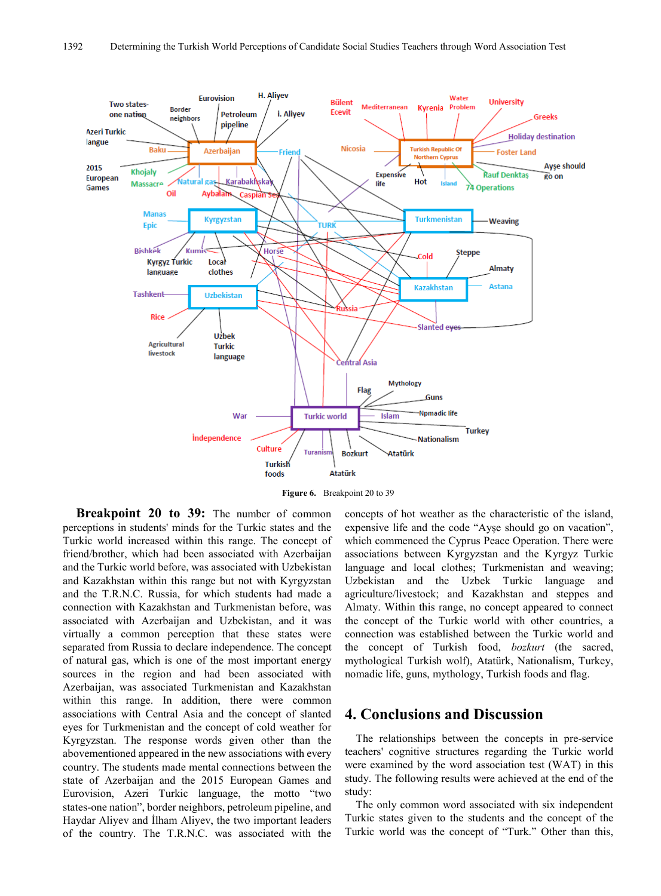Figure 6. Breakpoint 20 to 39

**Breakpoint 20 to 39:** The number of common perceptions in students' minds for the Turkic states and the Turkic world increased within this range. The concept of friend/brother, which had been associated with Azerbaijan and the Turkic world before, was associated with Uzbekistan and Kazakhstan within this range but not with Kyrgyzstan and the T.R.N.C. Russia, for which students had made a connection with Kazakhstan and Turkmenistan before, was associated with Azerbaijan and Uzbekistan, and it was virtually a common perception that these states were separated from Russia to declare independence. The concept of natural gas, which is one of the most important energy sources in the region and had been associated with Azerbaijan, was associated Turkmenistan and Kazakhstan within this range. In addition, there were common associations with Central Asia and the concept of slanted eyes for Turkmenistan and the concept of cold weather for Kyrgyzstan. The response words given other than the abovementioned appeared in the new associations with every country. The students made mental connections between the state of Azerbaijan and the 2015 European Games and Eurovision, Azeri Turkic language, the motto "two states-one nation", border neighbors, petroleum pipeline, and Haydar Aliyev and İlham Aliyev, the two important leaders of the country. The T.R.N.C. was associated with the concepts of hot weather as the characteristic of the island, expensive life and the code "Ayşe should go on vacation", which commenced the Cyprus Peace Operation. There were associations between Kyrgyzstan and the Kyrgyz Turkic language and local clothes; Turkmenistan and weaving; Uzbekistan and the Uzbek Turkic language and agriculture/livestock; and Kazakhstan and steppes and Almaty. Within this range, no concept appeared to connect the concept of the Turkic world with other countries, a connection was established between the Turkic world and the concept of Turkish food, *bozkurt* (the sacred, mythological Turkish wolf), Atatürk, Nationalism, Turkey, nomadic life, guns, mythology, Turkish foods and flag.

## 4. Conclusions and Discussion

The relationships between the concepts in pre-service teachers' cognitive structures regarding the Turkic world were examined by the word association test (WAT) in this study. The following results were achieved at the end of the study:

The only common word associated with six independent Turkic states given to the students and the concept of the Turkic world was the concept of "Turk." Other than this,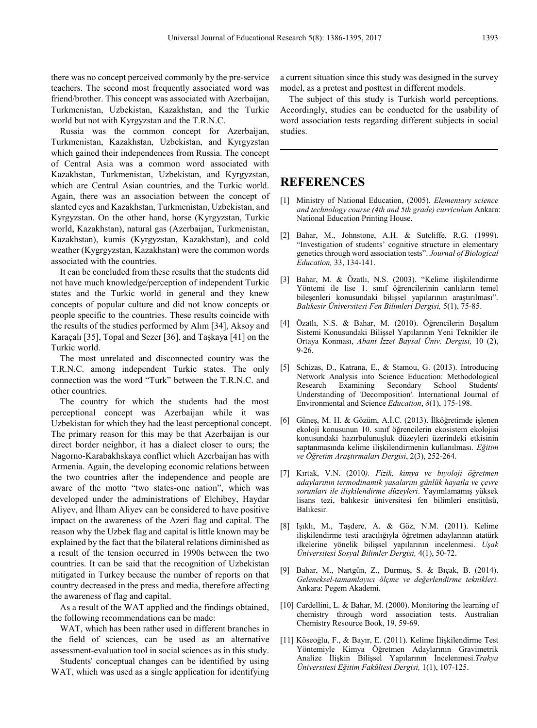there was no concept perceived commonly by the pre-service teachers. The second most frequently associated word was friend/brother. This concept was associated with Azerbaijan, Turkmenistan, Uzbekistan, Kazakhstan, and the Turkic world but not with Kyrgyzstan and the T.R.N.C.

Russia was the common concept for Azerbaijan, Turkmenistan, Kazakhstan, Uzbekistan, and Kyrgyzstan which gained their independences from Russia. The concept of Central Asia was a common word associated with Kazakhstan, Turkmenistan, Uzbekistan, and Kyrgyzstan, which are Central Asian countries, and the Turkic world. Again, there was an association between the concept of slanted eyes and Kazakhstan, Turkmenistan, Uzbekistan, and Kyrgyzstan. On the other hand, horse (Kyrgyzstan, Turkic world, Kazakhstan), natural gas (Azerbaijan, Turkmenistan, Kazakhstan), kumis (Kyrgyzstan, Kazakhstan), and cold weather (Kygrgyzstan, Kazakhstan) were the common words associated with the countries.

It can be concluded from these results that the students did not have much knowledge/perception of independent Turkic states and the Turkic world in general and they knew concepts of popular culture and did not know concepts or people specific to the countries. These results coincide with the results of the studies performed by Alım [34], Aksoy and Karaçalı [35], Topal and Sezer [36], and Taşkaya [41] on the Turkic world.

The most unrelated and disconnected country was the T.R.N.C. among independent Turkic states. The only connection was the word "Turk" between the T.R.N.C. and other countries.

The country for which the students had the most perceptional concept was Azerbaijan while it was Uzbekistan for which they had the least perceptional concept. The primary reason for this may be that Azerbaijan is our direct border neighbor, it has a dialect closer to ours; the Nagorno-Karabakhskaya conflict which Azerbaijan has with Armenia. Again, the developing economic relations between the two countries after the independence and people are aware of the motto "two states-one nation", which was developed under the administrations of Elchibey, Haydar Aliyev, and İlham Aliyev can be considered to have positive impact on the awareness of the Azeri flag and capital. The reason why the Uzbek flag and capital is little known may be explained by the fact that the bilateral relations diminished as a result of the tension occurred in 1990s between the two countries. It can be said that the recognition of Uzbekistan mitigated in Turkey because the number of reports on that country decreased in the press and media, therefore affecting the awareness of flag and capital.

As a result of the WAT applied and the findings obtained, the following recommendations can be made:

WAT, which has been rather used in different branches in the field of sciences, can be used as an alternative assessment-evaluation tool in social sciences as in this study.

Students' conceptual changes can be identified by using WAT, which was used as a single application for identifying a current situation since this study was designed in the survey model, as a pretest and posttest in different models.

The subject of this study is Turkish world perceptions. Accordingly, studies can be conducted for the usability of word association tests regarding different subjects in social studies.

# REFERENCES

[1] Ministry of National Education, (2005). *Elementary science and technology course (4th and 5th grade) curriculum* Ankara: National Education Printing House.

[2] Bahar, M., Johnstone, A.H. & Sutcliffe, R.G. (1999). "Investigation of students' cognitive structure in elementary genetics through word association tests". *Journal of Biological Education,* 33, 134-141.

[3] Bahar, M. & Özatlı, N.S. (2003). "Kelime ilişkilendirme Yöntemi ile lise 1. sınıf öğrencilerinin canlıların temel bileşenleri konusundaki bilişsel yapılarının araştırılması". *Balıkesir Üniversitesi Fen Bilimleri Dergisi,* 5(1), 75-85.

[4] Özatlı, N.S. & Bahar, M. (2010). Öğrencilerin Boşaltım Sistemi Konusundaki Bilişsel Yapılarının Yeni Teknikler ile Ortaya Konması, *Abant İzzet Baysal Üniv. Dergisi,* 10 (2), 9-26.

[5] Schizas, D., Katrana, E., & Stamou, G. (2013). Introducing Network Analysis into Science Education: Methodological Research Examining Secondary School Students' Understanding of 'Decomposition'. International Journal of Environmental and Science *Education*, *8*(1), 175-198.

[6] Güneş, M. H. & Gözüm, A.İ.C. (2013). İlköğretimde işlenen ekoloji konusunun 10. sınıf öğrencilerin ekosistem ekolojisi konusundaki hazırbulunuşluk düzeyleri üzerindeki etkisinin saptanmasında kelime ilişkilendirmenin kullanılması. *Eğitim ve Öğretim Araştırmaları Dergisi*, 2(3), 252-264.

[7] Kırtak, V.N. (2010*). Fizik, kimya ve biyoloji öğretmen adaylarının termodinamik yasalarını günlük hayatla ve çevre sorunları ile ilişkilendirme düzeyleri*. Yayımlamamış yüksek lisans tezi, balıkesir üniversitesi fen bilimleri enstitüsü, Balıkesir.

[8] Işıklı, M., Taşdere, A. & Göz, N.M. (2011). Kelime ilişkilendirme testi aracılığıyla öğretmen adaylarının atatürk ilkelerine yönelik bilişsel yapılarının incelenmesi. *Uşak Üniversitesi Sosyal Bilimler Dergisi,* 4(1), 50-72.

[9] Bahar, M., Nartgün, Z., Durmuş, S. & Bıçak, B. (2014). *Geleneksel-tamamlayıcı ölçme ve değerlendirme teknikleri.* Ankara: Pegem Akademi.

[10] Cardellini, L. & Bahar, M. (2000). Monitoring the learning of chemistry through word association tests. Australian Chemistry Resource Book, 19, 59-69.

[11] Köseoğlu, F., & Bayır, E. (2011). Kelime İlişkilendirme Test Yöntemiyle Kimya Öğretmen Adaylarının Gravimetrik Analize İlişkin Bilişsel Yapılarının İncelenmesi.*Trakya Üniversitesi Eğitim Fakültesi Dergisi,* 1(1), 107-125.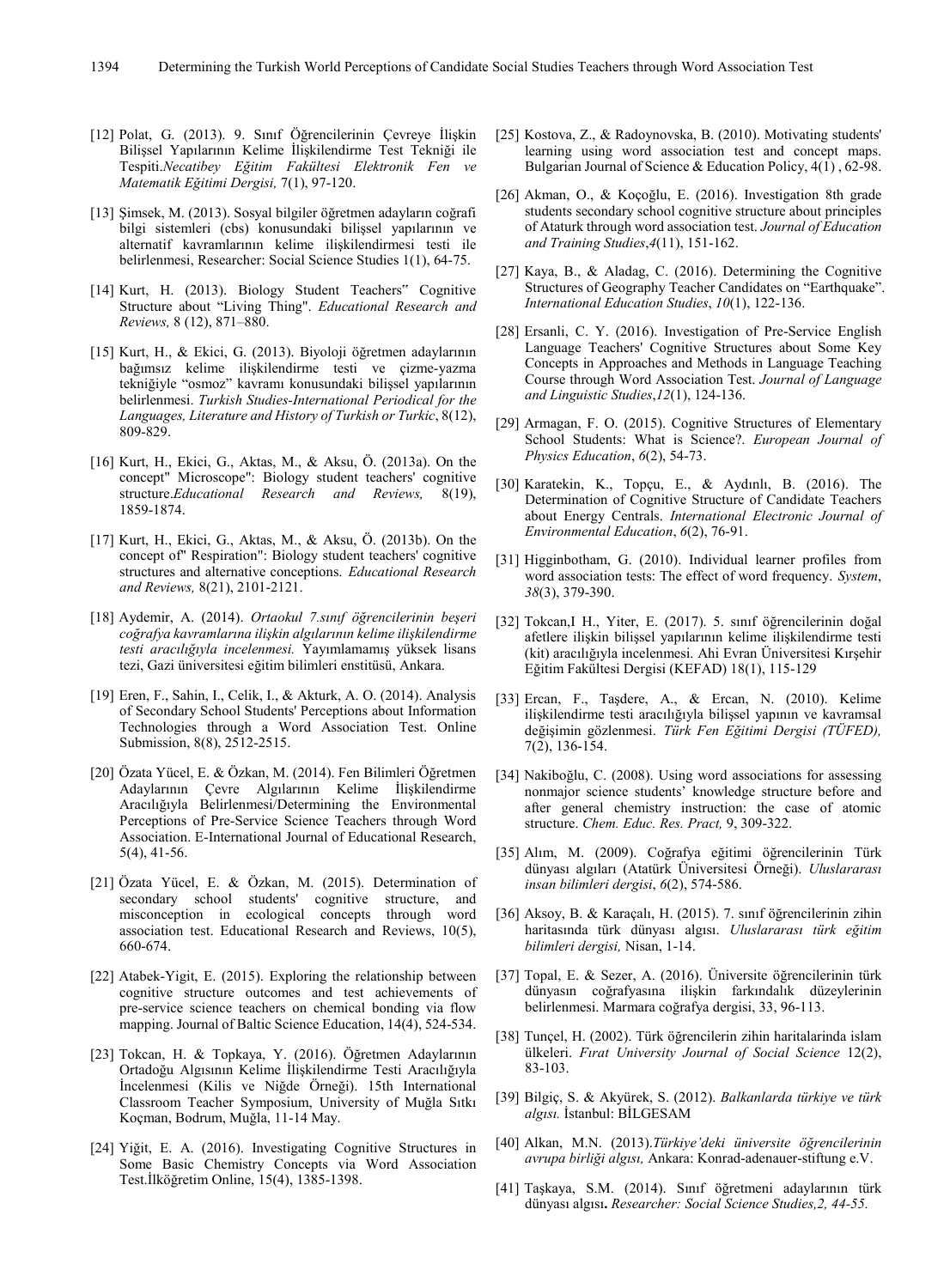[12] Polat, G. (2013). 9. Sınıf Öğrencilerinin Çevreye İlişkin Bilişsel Yapılarının Kelime İlişkilendirme Test Tekniği ile Tespiti.*Necatibey Eğitim Fakültesi Elektronik Fen ve Matematik Eğitimi Dergisi,* 7(1), 97-120.

[13] Şimsek, M. (2013). Sosyal bilgiler öğretmen adayların coğrafi bilgi sistemleri (cbs) konusundaki bilişsel yapılarının ve alternatif kavramlarının kelime ilişkilendirmesi testi ile belirlenmesi, Researcher: Social Science Studies 1(1), 64-75.

[14] Kurt, H. (2013). Biology Student Teachers" Cognitive Structure about "Living Thing". *Educational Research and Reviews,* 8 (12), 871–880.

[15] Kurt, H., & Ekici, G. (2013). Biyoloji öğretmen adaylarının bağımsız kelime ilişkilendirme testi ve çizme-yazma tekniğiyle "osmoz" kavramı konusundaki bilişsel yapılarının belirlenmesi. *Turkish Studies-International Periodical for the Languages, Literature and History of Turkish or Turkic*, 8(12), 809-829.

[16] Kurt, H., Ekici, G., Aktas, M., & Aksu, Ö. (2013a). On the concept" Microscope": Biology student teachers' cognitive structure.*Educational Research and Reviews,* 8(19), 1859-1874.

[17] Kurt, H., Ekici, G., Aktas, M., & Aksu, Ö. (2013b). On the concept of" Respiration": Biology student teachers' cognitive structures and alternative conceptions. *Educational Research and Reviews,* 8(21), 2101-2121.

[18] Aydemir, A. (2014). *Ortaokul 7.sınıf öğrencilerinin beşeri coğrafya kavramlarına ilişkin algılarının kelime ilişkilendirme testi aracılığıyla incelenmesi.* Yayımlamamış yüksek lisans tezi, Gazi üniversitesi eğitim bilimleri enstitüsü, Ankara.

[19] Eren, F., Sahin, I., Celik, I., & Akturk, A. O. (2014). Analysis of Secondary School Students' Perceptions about Information Technologies through a Word Association Test. Online Submission, 8(8), 2512-2515.

[20] Özata Yücel, E. & Özkan, M. (2014). Fen Bilimleri Öğretmen Adaylarının Çevre Algılarının Kelime İlişkilendirme Aracılığıyla Belirlenmesi/Determining the Environmental Perceptions of Pre-Service Science Teachers through Word Association. E-International Journal of Educational Research, 5(4), 41-56.

[21] Özata Yücel, E. & Özkan, M. (2015). Determination of secondary school students' cognitive structure, and misconception in ecological concepts through word association test. Educational Research and Reviews, 10(5), 660-674.

[22] Atabek-Yigit, E. (2015). Exploring the relationship between cognitive structure outcomes and test achievements of pre-service science teachers on chemical bonding via flow mapping. Journal of Baltic Science Education, 14(4), 524-534.

[23] Tokcan, H. & Topkaya, Y. (2016). Öğretmen Adaylarının Ortadoğu Algısının Kelime İlişkilendirme Testi Aracılığıyla İncelenmesi (Kilis ve Niğde Örneği). 15th International Classroom Teacher Symposium, University of Muğla Sıtkı Koçman, Bodrum, Muğla, 11-14 May.

[24] Yiğit, E. A. (2016). Investigating Cognitive Structures in Some Basic Chemistry Concepts via Word Association Test.İlköğretim Online, 15(4), 1385-1398.

[25] Kostova, Z., & Radoynovska, B. (2010). Motivating students' learning using word association test and concept maps. Bulgarian Journal of Science & Education Policy, 4(1) , 62-98.

[26] Akman, O., & Koçoğlu, E. (2016). Investigation 8th grade students secondary school cognitive structure about principles of Ataturk through word association test. *Journal of Education and Training Studies*,*4*(11), 151-162.

[27] Kaya, B., & Aladag, C. (2016). Determining the Cognitive Structures of Geography Teacher Candidates on "Earthquake". *International Education Studies*, *10*(1), 122-136.

[28] Ersanli, C. Y. (2016). Investigation of Pre-Service English Language Teachers' Cognitive Structures about Some Key Concepts in Approaches and Methods in Language Teaching Course through Word Association Test. *Journal of Language and Linguistic Studies*,*12*(1), 124-136.

[29] Armagan, F. O. (2015). Cognitive Structures of Elementary School Students: What is Science?. *European Journal of Physics Education*, *6*(2), 54-73.

[30] Karatekin, K., Topçu, E., & Aydınlı, B. (2016). The Determination of Cognitive Structure of Candidate Teachers about Energy Centrals. *International Electronic Journal of Environmental Education*, *6*(2), 76-91.

[31] Higginbotham, G. (2010). Individual learner profiles from word association tests: The effect of word frequency. *System*, *38*(3), 379-390.

[32] Tokcan,I H., Yiter, E. (2017). 5. sınıf öğrencilerinin doğal afetlere ilişkin bilişsel yapılarının kelime ilişkilendirme testi (kit) aracılığıyla incelenmesi. Ahi Evran Üniversitesi Kırşehir Eğitim Fakültesi Dergisi (KEFAD) 18(1), 115-129

[33] Ercan, F., Taşdere, A., & Ercan, N. (2010). Kelime ilişkilendirme testi aracılığıyla bilişsel yapının ve kavramsal değişimin gözlenmesi. *Türk Fen Eğitimi Dergisi (TÜFED),* 7(2), 136-154.

[34] Nakiboğlu, C. (2008). Using word associations for assessing nonmajor science students' knowledge structure before and after general chemistry instruction: the case of atomic structure. *Chem. Educ. Res. Pract,* 9, 309-322.

[35] Alım, M. (2009). Coğrafya eğitimi öğrencilerinin Türk dünyası algıları (Atatürk Üniversitesi Örneği). *Uluslararası insan bilimleri dergisi*, *6*(2), 574-586.

[36] Aksoy, B. & Karaçalı, H. (2015). 7. sınıf öğrencilerinin zihin haritasında türk dünyası algısı. *Uluslararası türk eğitim bilimleri dergisi,* Nisan, 1-14.

[37] Topal, E. & Sezer, A. (2016). Üniversite öğrencilerinin türk dünyasın coğrafyasına ilişkin farkındalık düzeylerinin belirlenmesi. Marmara coğrafya dergisi, 33, 96-113.

[38] Tunçel, H. (2002). Türk öğrencilerin zihin haritalarinda islam ülkeleri. *Fırat University Journal of Social Science* 12(2), 83-103.

[39] Bilgiç, S. & Akyürek, S. (2012). *Balkanlarda türkiye ve türk algısı.* İstanbul: BİLGESAM

[40] Alkan, M.N. (2013).*Türkiye'deki üniversite öğrencilerinin avrupa birliği algısı,* Ankara: Konrad-adenauer-stiftung e.V.

[41] Taşkaya, S.M. (2014). Sınıf öğretmeni adaylarının türk dünyası algısı**.** *Researcher: Social Science Studies,2, 44-55.*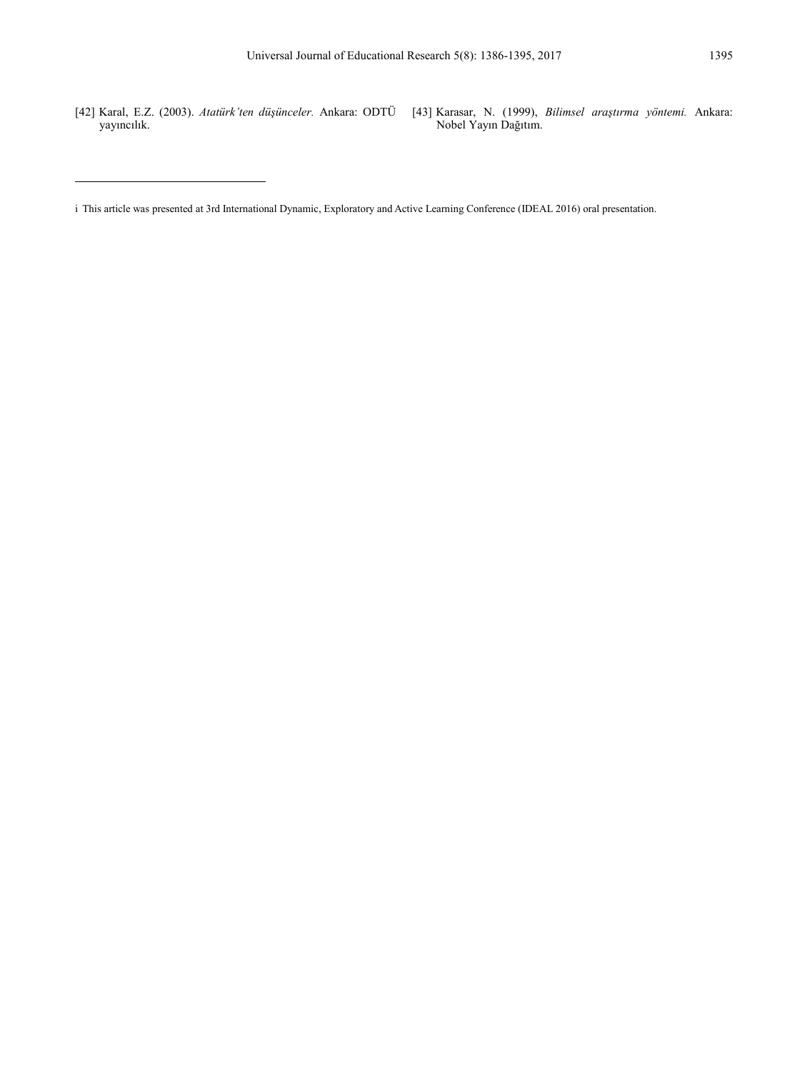[42] Karal, E.Z. (2003). *Atatürk'ten düşünceler*. Ankara: ODTÜ yayıncılık.

[43] Karasar, N. (1999), *Bilimsel araştırma yöntemi.* Ankara: Nobel Yayın Dağıtım.

---

i This article was presented at 3rd International Dynamic, Exploratory and Active Learning Conference (IDEAL 2016) oral presentation.